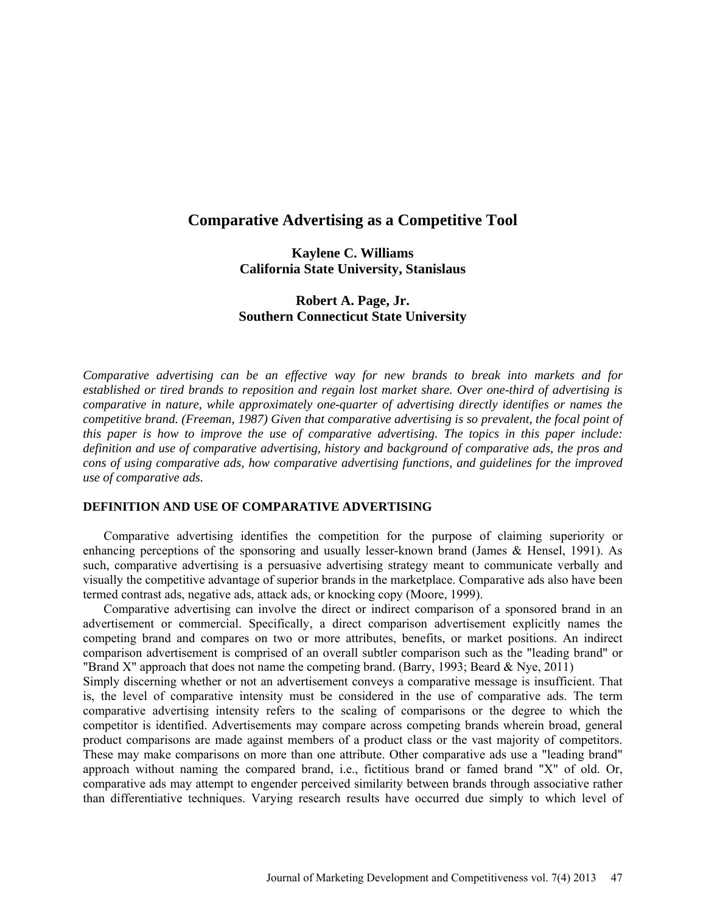# Comparative Advertising as a Competitive Tool

**Kaylene C. Williams**
**California State University, Stanislaus**

**Robert A. Page, Jr.**
**Southern Connecticut State University**

*Comparative advertising can be an effective way for new brands to break into markets and for established or tired brands to reposition and regain lost market share. Over one-third of advertising is comparative in nature, while approximately one-quarter of advertising directly identifies or names the competitive brand. (Freeman, 1987) Given that comparative advertising is so prevalent, the focal point of this paper is how to improve the use of comparative advertising. The topics in this paper include: definition and use of comparative advertising, history and background of comparative ads, the pros and cons of using comparative ads, how comparative advertising functions, and guidelines for the improved use of comparative ads.*

## DEFINITION AND USE OF COMPARATIVE ADVERTISING

Comparative advertising identifies the competition for the purpose of claiming superiority or enhancing perceptions of the sponsoring and usually lesser-known brand (James & Hensel, 1991). As such, comparative advertising is a persuasive advertising strategy meant to communicate verbally and visually the competitive advantage of superior brands in the marketplace. Comparative ads also have been termed contrast ads, negative ads, attack ads, or knocking copy (Moore, 1999).

Comparative advertising can involve the direct or indirect comparison of a sponsored brand in an advertisement or commercial. Specifically, a direct comparison advertisement explicitly names the competing brand and compares on two or more attributes, benefits, or market positions. An indirect comparison advertisement is comprised of an overall subtler comparison such as the "leading brand" or "Brand X" approach that does not name the competing brand. (Barry, 1993; Beard & Nye, 2011)

Simply discerning whether or not an advertisement conveys a comparative message is insufficient. That is, the level of comparative intensity must be considered in the use of comparative ads. The term comparative advertising intensity refers to the scaling of comparisons or the degree to which the competitor is identified. Advertisements may compare across competing brands wherein broad, general product comparisons are made against members of a product class or the vast majority of competitors. These may make comparisons on more than one attribute. Other comparative ads use a "leading brand" approach without naming the compared brand, i.e., fictitious brand or famed brand "X" of old. Or, comparative ads may attempt to engender perceived similarity between brands through associative rather than differentiative techniques. Varying research results have occurred due simply to which level of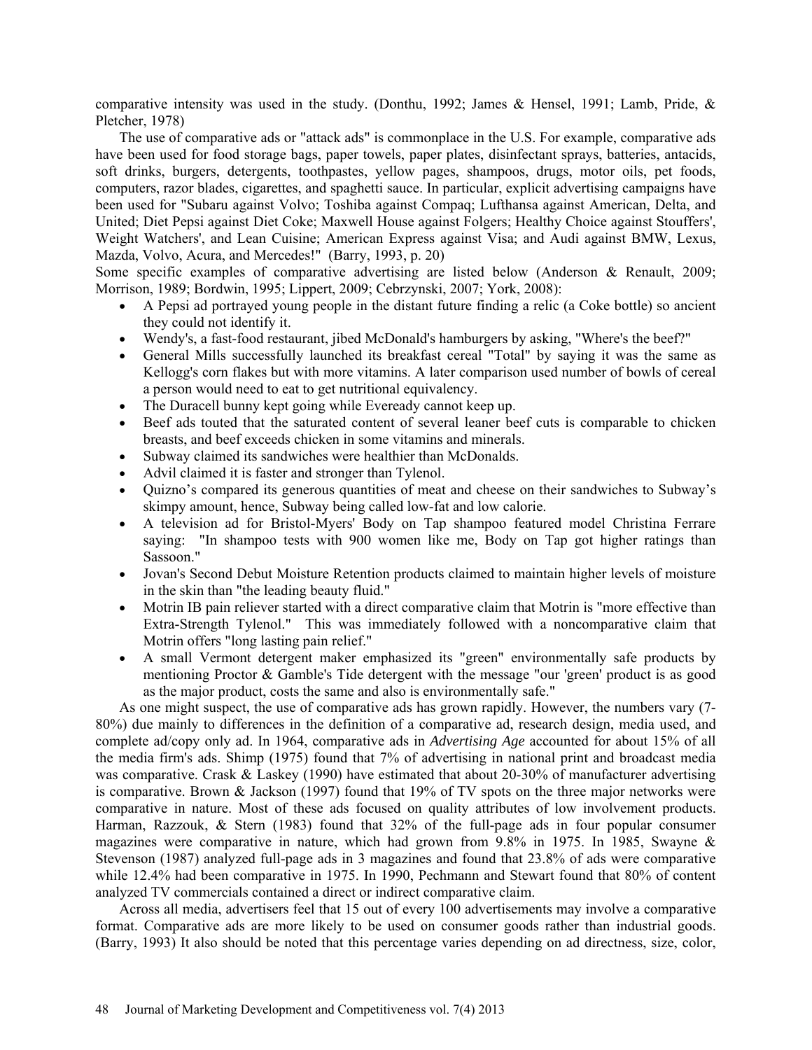comparative intensity was used in the study. (Donthu, 1992; James & Hensel, 1991; Lamb, Pride, & Pletcher, 1978)

The use of comparative ads or "attack ads" is commonplace in the U.S. For example, comparative ads have been used for food storage bags, paper towels, paper plates, disinfectant sprays, batteries, antacids, soft drinks, burgers, detergents, toothpastes, yellow pages, shampoos, drugs, motor oils, pet foods, computers, razor blades, cigarettes, and spaghetti sauce. In particular, explicit advertising campaigns have been used for "Subaru against Volvo; Toshiba against Compaq; Lufthansa against American, Delta, and United; Diet Pepsi against Diet Coke; Maxwell House against Folgers; Healthy Choice against Stouffers', Weight Watchers', and Lean Cuisine; American Express against Visa; and Audi against BMW, Lexus, Mazda, Volvo, Acura, and Mercedes!" (Barry, 1993, p. 20)

Some specific examples of comparative advertising are listed below (Anderson & Renault, 2009; Morrison, 1989; Bordwin, 1995; Lippert, 2009; Cebrzynski, 2007; York, 2008):

- A Pepsi ad portrayed young people in the distant future finding a relic (a Coke bottle) so ancient they could not identify it.
- Wendy's, a fast-food restaurant, jibed McDonald's hamburgers by asking, "Where's the beef?"
- General Mills successfully launched its breakfast cereal "Total" by saying it was the same as Kellogg's corn flakes but with more vitamins. A later comparison used number of bowls of cereal a person would need to eat to get nutritional equivalency.
- The Duracell bunny kept going while Eveready cannot keep up.
- Beef ads touted that the saturated content of several leaner beef cuts is comparable to chicken breasts, and beef exceeds chicken in some vitamins and minerals.
- Subway claimed its sandwiches were healthier than McDonalds.
- Advil claimed it is faster and stronger than Tylenol.
- Quizno's compared its generous quantities of meat and cheese on their sandwiches to Subway's skimpy amount, hence, Subway being called low-fat and low calorie.
- A television ad for Bristol-Myers' Body on Tap shampoo featured model Christina Ferrare saying: "In shampoo tests with 900 women like me, Body on Tap got higher ratings than Sassoon."
- Jovan's Second Debut Moisture Retention products claimed to maintain higher levels of moisture in the skin than "the leading beauty fluid."
- Motrin IB pain reliever started with a direct comparative claim that Motrin is "more effective than Extra-Strength Tylenol." This was immediately followed with a noncomparative claim that Motrin offers "long lasting pain relief."
- A small Vermont detergent maker emphasized its "green" environmentally safe products by mentioning Proctor & Gamble's Tide detergent with the message "our 'green' product is as good as the major product, costs the same and also is environmentally safe."

As one might suspect, the use of comparative ads has grown rapidly. However, the numbers vary (7-80%) due mainly to differences in the definition of a comparative ad, research design, media used, and complete ad/copy only ad. In 1964, comparative ads in *Advertising Age* accounted for about 15% of all the media firm's ads. Shimp (1975) found that 7% of advertising in national print and broadcast media was comparative. Crask & Laskey (1990) have estimated that about 20-30% of manufacturer advertising is comparative. Brown & Jackson (1997) found that 19% of TV spots on the three major networks were comparative in nature. Most of these ads focused on quality attributes of low involvement products. Harman, Razzouk, & Stern (1983) found that 32% of the full-page ads in four popular consumer magazines were comparative in nature, which had grown from 9.8% in 1975. In 1985, Swayne & Stevenson (1987) analyzed full-page ads in 3 magazines and found that 23.8% of ads were comparative while 12.4% had been comparative in 1975. In 1990, Pechmann and Stewart found that 80% of content analyzed TV commercials contained a direct or indirect comparative claim.

Across all media, advertisers feel that 15 out of every 100 advertisements may involve a comparative format. Comparative ads are more likely to be used on consumer goods rather than industrial goods. (Barry, 1993) It also should be noted that this percentage varies depending on ad directness, size, color,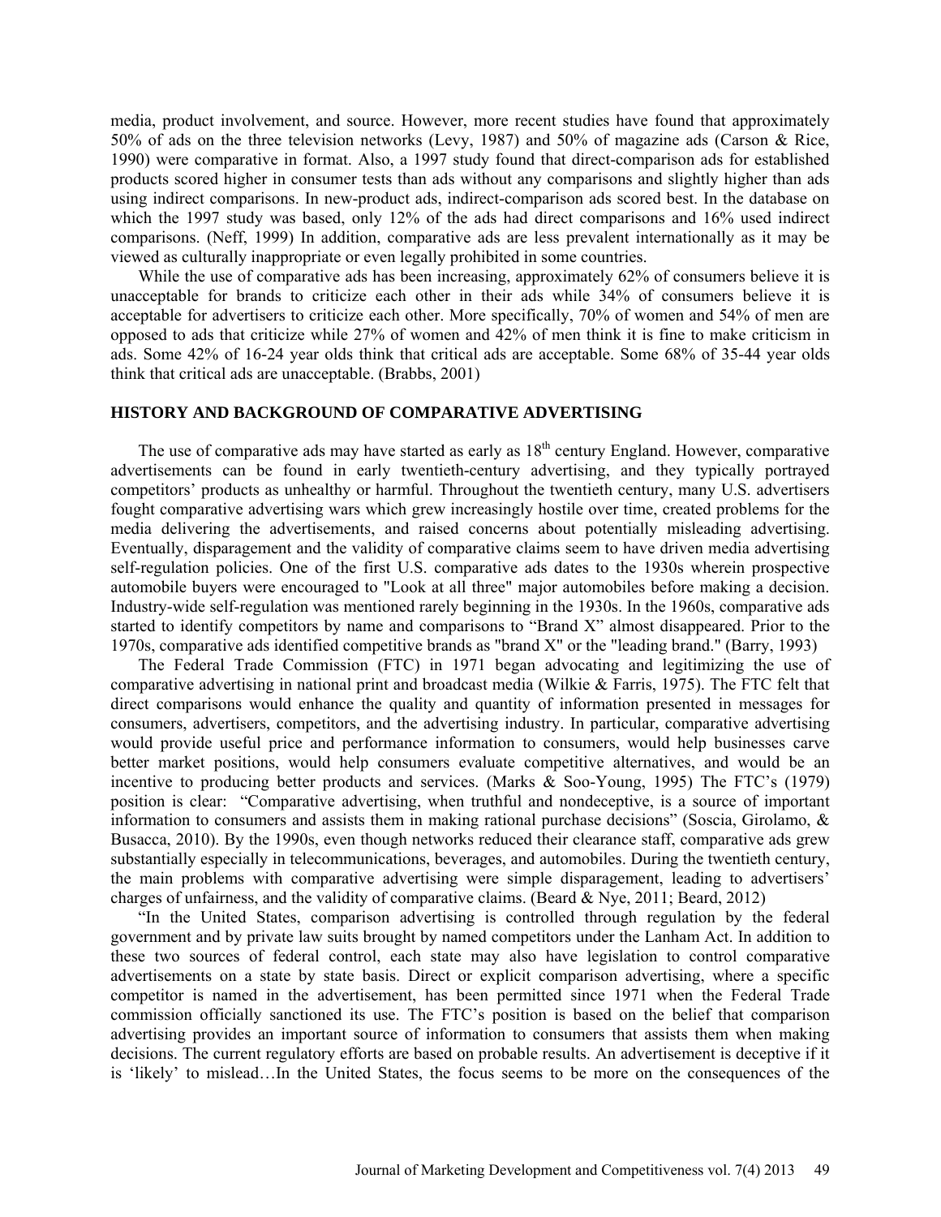media, product involvement, and source. However, more recent studies have found that approximately 50% of ads on the three television networks (Levy, 1987) and 50% of magazine ads (Carson & Rice, 1990) were comparative in format. Also, a 1997 study found that direct-comparison ads for established products scored higher in consumer tests than ads without any comparisons and slightly higher than ads using indirect comparisons. In new-product ads, indirect-comparison ads scored best. In the database on which the 1997 study was based, only 12% of the ads had direct comparisons and 16% used indirect comparisons. (Neff, 1999) In addition, comparative ads are less prevalent internationally as it may be viewed as culturally inappropriate or even legally prohibited in some countries.

While the use of comparative ads has been increasing, approximately 62% of consumers believe it is unacceptable for brands to criticize each other in their ads while 34% of consumers believe it is acceptable for advertisers to criticize each other. More specifically, 70% of women and 54% of men are opposed to ads that criticize while 27% of women and 42% of men think it is fine to make criticism in ads. Some 42% of 16-24 year olds think that critical ads are acceptable. Some 68% of 35-44 year olds think that critical ads are unacceptable. (Brabbs, 2001)

## HISTORY AND BACKGROUND OF COMPARATIVE ADVERTISING

The use of comparative ads may have started as early as 18th century England. However, comparative advertisements can be found in early twentieth-century advertising, and they typically portrayed competitors' products as unhealthy or harmful. Throughout the twentieth century, many U.S. advertisers fought comparative advertising wars which grew increasingly hostile over time, created problems for the media delivering the advertisements, and raised concerns about potentially misleading advertising. Eventually, disparagement and the validity of comparative claims seem to have driven media advertising self-regulation policies. One of the first U.S. comparative ads dates to the 1930s wherein prospective automobile buyers were encouraged to "Look at all three" major automobiles before making a decision. Industry-wide self-regulation was mentioned rarely beginning in the 1930s. In the 1960s, comparative ads started to identify competitors by name and comparisons to "Brand X" almost disappeared. Prior to the 1970s, comparative ads identified competitive brands as "brand X" or the "leading brand." (Barry, 1993)

The Federal Trade Commission (FTC) in 1971 began advocating and legitimizing the use of comparative advertising in national print and broadcast media (Wilkie & Farris, 1975). The FTC felt that direct comparisons would enhance the quality and quantity of information presented in messages for consumers, advertisers, competitors, and the advertising industry. In particular, comparative advertising would provide useful price and performance information to consumers, would help businesses carve better market positions, would help consumers evaluate competitive alternatives, and would be an incentive to producing better products and services. (Marks & Soo-Young, 1995) The FTC's (1979) position is clear: "Comparative advertising, when truthful and nondeceptive, is a source of important information to consumers and assists them in making rational purchase decisions" (Soscia, Girolamo, & Busacca, 2010). By the 1990s, even though networks reduced their clearance staff, comparative ads grew substantially especially in telecommunications, beverages, and automobiles. During the twentieth century, the main problems with comparative advertising were simple disparagement, leading to advertisers' charges of unfairness, and the validity of comparative claims. (Beard & Nye, 2011; Beard, 2012)

"In the United States, comparison advertising is controlled through regulation by the federal government and by private law suits brought by named competitors under the Lanham Act. In addition to these two sources of federal control, each state may also have legislation to control comparative advertisements on a state by state basis. Direct or explicit comparison advertising, where a specific competitor is named in the advertisement, has been permitted since 1971 when the Federal Trade commission officially sanctioned its use. The FTC's position is based on the belief that comparison advertising provides an important source of information to consumers that assists them when making decisions. The current regulatory efforts are based on probable results. An advertisement is deceptive if it is 'likely' to mislead…In the United States, the focus seems to be more on the consequences of the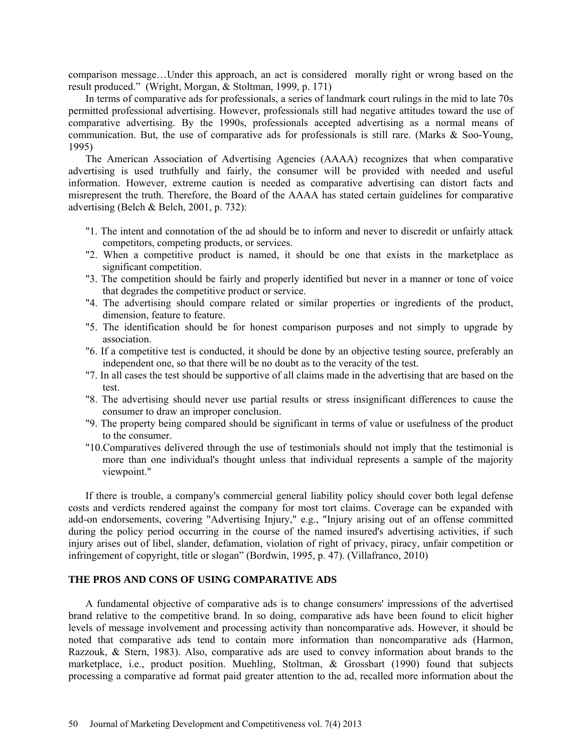comparison message…Under this approach, an act is considered morally right or wrong based on the result produced." (Wright, Morgan, & Stoltman, 1999, p. 171)

In terms of comparative ads for professionals, a series of landmark court rulings in the mid to late 70s permitted professional advertising. However, professionals still had negative attitudes toward the use of comparative advertising. By the 1990s, professionals accepted advertising as a normal means of communication. But, the use of comparative ads for professionals is still rare. (Marks & Soo-Young, 1995)

The American Association of Advertising Agencies (AAAA) recognizes that when comparative advertising is used truthfully and fairly, the consumer will be provided with needed and useful information. However, extreme caution is needed as comparative advertising can distort facts and misrepresent the truth. Therefore, the Board of the AAAA has stated certain guidelines for comparative advertising (Belch & Belch, 2001, p. 732):

"1. The intent and connotation of the ad should be to inform and never to discredit or unfairly attack competitors, competing products, or services.

"2. When a competitive product is named, it should be one that exists in the marketplace as significant competition.

"3. The competition should be fairly and properly identified but never in a manner or tone of voice that degrades the competitive product or service.

"4. The advertising should compare related or similar properties or ingredients of the product, dimension, feature to feature.

"5. The identification should be for honest comparison purposes and not simply to upgrade by association.

"6. If a competitive test is conducted, it should be done by an objective testing source, preferably an independent one, so that there will be no doubt as to the veracity of the test.

"7. In all cases the test should be supportive of all claims made in the advertising that are based on the test.

"8. The advertising should never use partial results or stress insignificant differences to cause the consumer to draw an improper conclusion.

"9. The property being compared should be significant in terms of value or usefulness of the product to the consumer.

"10.Comparatives delivered through the use of testimonials should not imply that the testimonial is more than one individual's thought unless that individual represents a sample of the majority viewpoint."

If there is trouble, a company's commercial general liability policy should cover both legal defense costs and verdicts rendered against the company for most tort claims. Coverage can be expanded with add-on endorsements, covering "Advertising Injury," e.g., "Injury arising out of an offense committed during the policy period occurring in the course of the named insured's advertising activities, if such injury arises out of libel, slander, defamation, violation of right of privacy, piracy, unfair competition or infringement of copyright, title or slogan" (Bordwin, 1995, p. 47). (Villafranco, 2010)

## THE PROS AND CONS OF USING COMPARATIVE ADS

A fundamental objective of comparative ads is to change consumers' impressions of the advertised brand relative to the competitive brand. In so doing, comparative ads have been found to elicit higher levels of message involvement and processing activity than noncomparative ads. However, it should be noted that comparative ads tend to contain more information than noncomparative ads (Harmon, Razzouk, & Stern, 1983). Also, comparative ads are used to convey information about brands to the marketplace, i.e., product position. Muehling, Stoltman, & Grossbart (1990) found that subjects processing a comparative ad format paid greater attention to the ad, recalled more information about the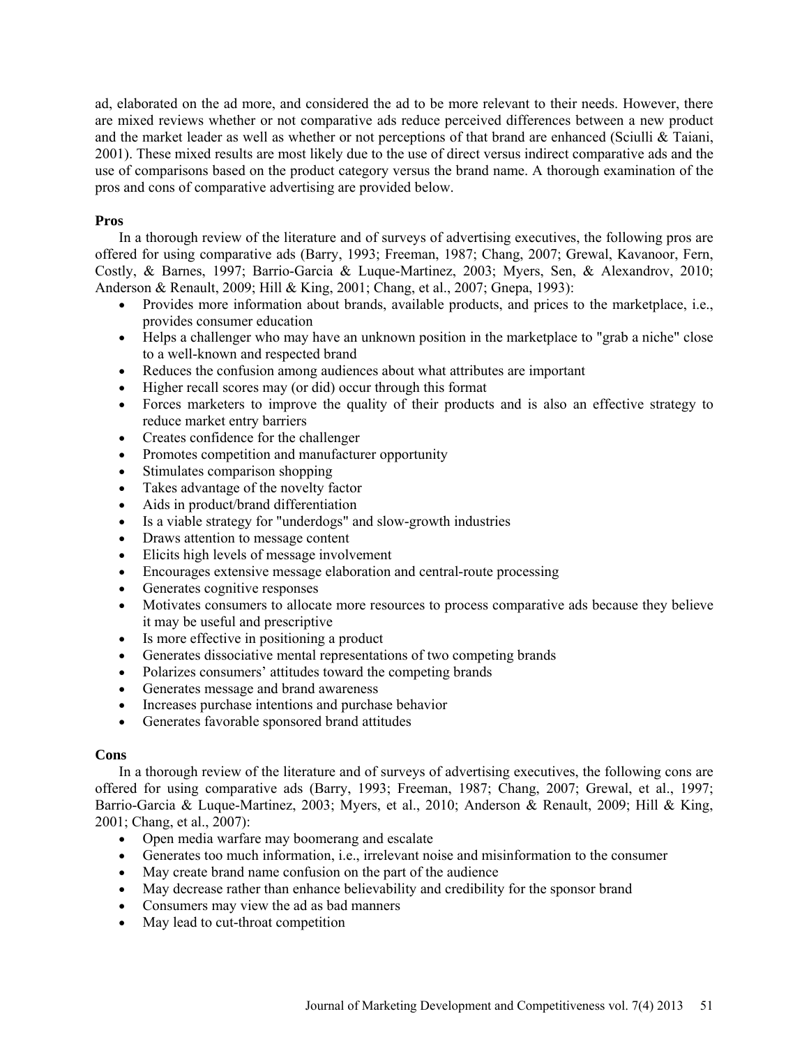ad, elaborated on the ad more, and considered the ad to be more relevant to their needs. However, there are mixed reviews whether or not comparative ads reduce perceived differences between a new product and the market leader as well as whether or not perceptions of that brand are enhanced (Sciulli & Taiani, 2001). These mixed results are most likely due to the use of direct versus indirect comparative ads and the use of comparisons based on the product category versus the brand name. A thorough examination of the pros and cons of comparative advertising are provided below.

**Pros**

In a thorough review of the literature and of surveys of advertising executives, the following pros are offered for using comparative ads (Barry, 1993; Freeman, 1987; Chang, 2007; Grewal, Kavanoor, Fern, Costly, & Barnes, 1997; Barrio-Garcia & Luque-Martinez, 2003; Myers, Sen, & Alexandrov, 2010; Anderson & Renault, 2009; Hill & King, 2001; Chang, et al., 2007; Gnepa, 1993):

- Provides more information about brands, available products, and prices to the marketplace, i.e., provides consumer education
- Helps a challenger who may have an unknown position in the marketplace to "grab a niche" close to a well-known and respected brand
- Reduces the confusion among audiences about what attributes are important
- Higher recall scores may (or did) occur through this format
- Forces marketers to improve the quality of their products and is also an effective strategy to reduce market entry barriers
- Creates confidence for the challenger
- Promotes competition and manufacturer opportunity
- Stimulates comparison shopping
- Takes advantage of the novelty factor
- Aids in product/brand differentiation
- Is a viable strategy for "underdogs" and slow-growth industries
- Draws attention to message content
- Elicits high levels of message involvement
- Encourages extensive message elaboration and central-route processing
- Generates cognitive responses
- Motivates consumers to allocate more resources to process comparative ads because they believe it may be useful and prescriptive
- Is more effective in positioning a product
- Generates dissociative mental representations of two competing brands
- Polarizes consumers' attitudes toward the competing brands
- Generates message and brand awareness
- Increases purchase intentions and purchase behavior
- Generates favorable sponsored brand attitudes

**Cons**

In a thorough review of the literature and of surveys of advertising executives, the following cons are offered for using comparative ads (Barry, 1993; Freeman, 1987; Chang, 2007; Grewal, et al., 1997; Barrio-Garcia & Luque-Martinez, 2003; Myers, et al., 2010; Anderson & Renault, 2009; Hill & King, 2001; Chang, et al., 2007):

- Open media warfare may boomerang and escalate
- Generates too much information, i.e., irrelevant noise and misinformation to the consumer
- May create brand name confusion on the part of the audience
- May decrease rather than enhance believability and credibility for the sponsor brand
- Consumers may view the ad as bad manners
- May lead to cut-throat competition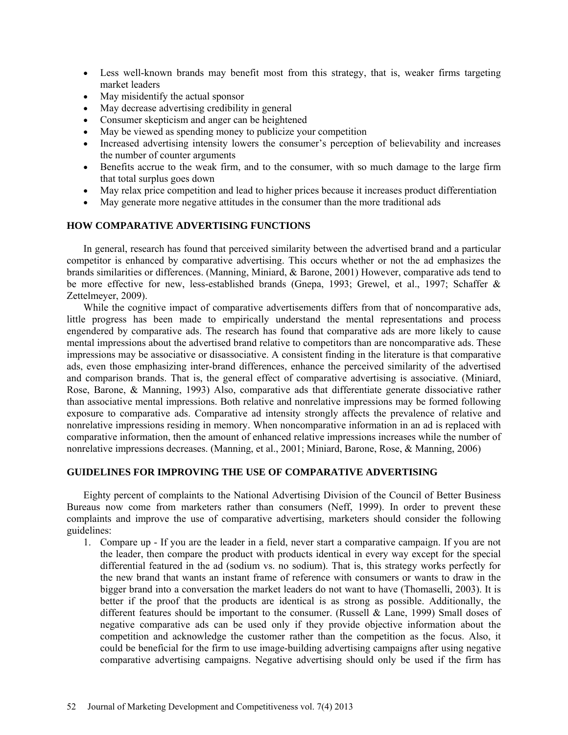- Less well-known brands may benefit most from this strategy, that is, weaker firms targeting market leaders
- May misidentify the actual sponsor
- May decrease advertising credibility in general
- Consumer skepticism and anger can be heightened
- May be viewed as spending money to publicize your competition
- Increased advertising intensity lowers the consumer's perception of believability and increases the number of counter arguments
- Benefits accrue to the weak firm, and to the consumer, with so much damage to the large firm that total surplus goes down
- May relax price competition and lead to higher prices because it increases product differentiation
- May generate more negative attitudes in the consumer than the more traditional ads

## HOW COMPARATIVE ADVERTISING FUNCTIONS

In general, research has found that perceived similarity between the advertised brand and a particular competitor is enhanced by comparative advertising. This occurs whether or not the ad emphasizes the brands similarities or differences. (Manning, Miniard, & Barone, 2001) However, comparative ads tend to be more effective for new, less-established brands (Gnepa, 1993; Grewel, et al., 1997; Schaffer & Zettelmeyer, 2009).

While the cognitive impact of comparative advertisements differs from that of noncomparative ads, little progress has been made to empirically understand the mental representations and process engendered by comparative ads. The research has found that comparative ads are more likely to cause mental impressions about the advertised brand relative to competitors than are noncomparative ads. These impressions may be associative or disassociative. A consistent finding in the literature is that comparative ads, even those emphasizing inter-brand differences, enhance the perceived similarity of the advertised and comparison brands. That is, the general effect of comparative advertising is associative. (Miniard, Rose, Barone, & Manning, 1993) Also, comparative ads that differentiate generate dissociative rather than associative mental impressions. Both relative and nonrelative impressions may be formed following exposure to comparative ads. Comparative ad intensity strongly affects the prevalence of relative and nonrelative impressions residing in memory. When noncomparative information in an ad is replaced with comparative information, then the amount of enhanced relative impressions increases while the number of nonrelative impressions decreases. (Manning, et al., 2001; Miniard, Barone, Rose, & Manning, 2006)

## GUIDELINES FOR IMPROVING THE USE OF COMPARATIVE ADVERTISING

Eighty percent of complaints to the National Advertising Division of the Council of Better Business Bureaus now come from marketers rather than consumers (Neff, 1999). In order to prevent these complaints and improve the use of comparative advertising, marketers should consider the following guidelines:

1. Compare up - If you are the leader in a field, never start a comparative campaign. If you are not the leader, then compare the product with products identical in every way except for the special differential featured in the ad (sodium vs. no sodium). That is, this strategy works perfectly for the new brand that wants an instant frame of reference with consumers or wants to draw in the bigger brand into a conversation the market leaders do not want to have (Thomaselli, 2003). It is better if the proof that the products are identical is as strong as possible. Additionally, the different features should be important to the consumer. (Russell & Lane, 1999) Small doses of negative comparative ads can be used only if they provide objective information about the competition and acknowledge the customer rather than the competition as the focus. Also, it could be beneficial for the firm to use image-building advertising campaigns after using negative comparative advertising campaigns. Negative advertising should only be used if the firm has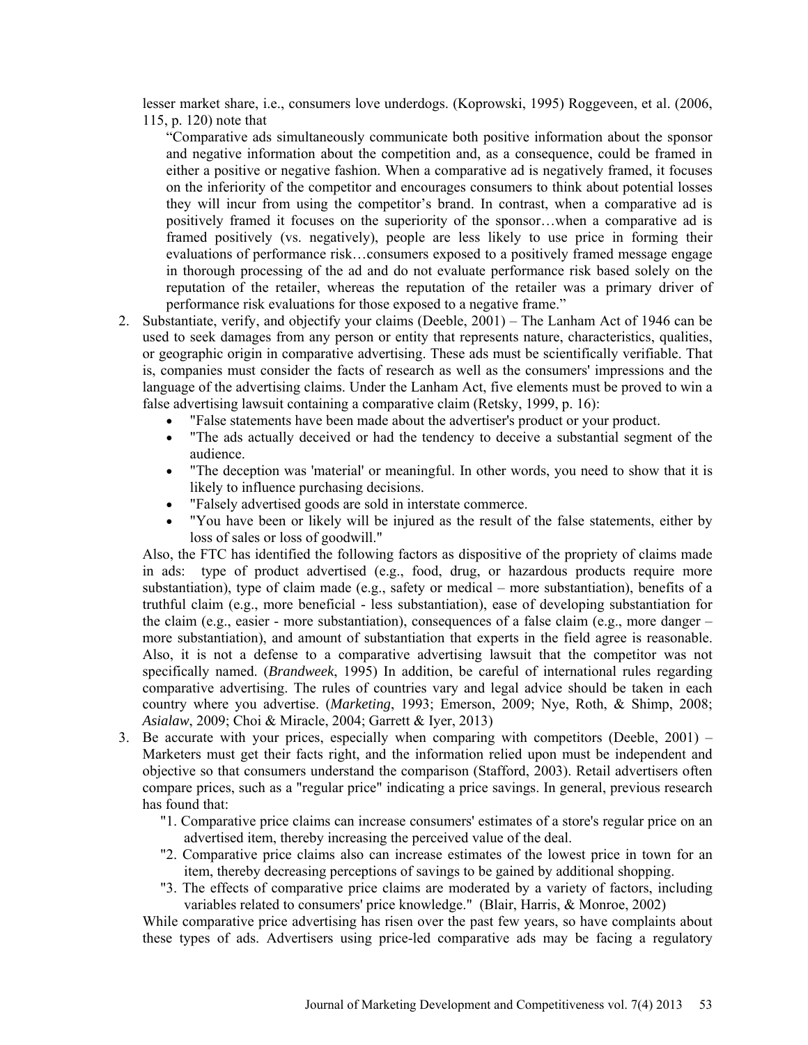lesser market share, i.e., consumers love underdogs. (Koprowski, 1995) Roggeveen, et al. (2006, 115, p. 120) note that

> "Comparative ads simultaneously communicate both positive information about the sponsor and negative information about the competition and, as a consequence, could be framed in either a positive or negative fashion. When a comparative ad is negatively framed, it focuses on the inferiority of the competitor and encourages consumers to think about potential losses they will incur from using the competitor's brand. In contrast, when a comparative ad is positively framed it focuses on the superiority of the sponsor…when a comparative ad is framed positively (vs. negatively), people are less likely to use price in forming their evaluations of performance risk…consumers exposed to a positively framed message engage in thorough processing of the ad and do not evaluate performance risk based solely on the reputation of the retailer, whereas the reputation of the retailer was a primary driver of performance risk evaluations for those exposed to a negative frame."

2. Substantiate, verify, and objectify your claims (Deeble, 2001) – The Lanham Act of 1946 can be used to seek damages from any person or entity that represents nature, characteristics, qualities, or geographic origin in comparative advertising. These ads must be scientifically verifiable. That is, companies must consider the facts of research as well as the consumers' impressions and the language of the advertising claims. Under the Lanham Act, five elements must be proved to win a false advertising lawsuit containing a comparative claim (Retsky, 1999, p. 16):
   - "False statements have been made about the advertiser's product or your product.
   - "The ads actually deceived or had the tendency to deceive a substantial segment of the audience.
   - "The deception was 'material' or meaningful. In other words, you need to show that it is likely to influence purchasing decisions.
   - "Falsely advertised goods are sold in interstate commerce.
   - "You have been or likely will be injured as the result of the false statements, either by loss of sales or loss of goodwill."

   Also, the FTC has identified the following factors as dispositive of the propriety of claims made in ads: type of product advertised (e.g., food, drug, or hazardous products require more substantiation), type of claim made (e.g., safety or medical – more substantiation), benefits of a truthful claim (e.g., more beneficial - less substantiation), ease of developing substantiation for the claim (e.g., easier - more substantiation), consequences of a false claim (e.g., more danger – more substantiation), and amount of substantiation that experts in the field agree is reasonable. Also, it is not a defense to a comparative advertising lawsuit that the competitor was not specifically named. (*Brandweek*, 1995) In addition, be careful of international rules regarding comparative advertising. The rules of countries vary and legal advice should be taken in each country where you advertise. (*Marketing*, 1993; Emerson, 2009; Nye, Roth, & Shimp, 2008; *Asialaw*, 2009; Choi & Miracle, 2004; Garrett & Iyer, 2013)

3. Be accurate with your prices, especially when comparing with competitors (Deeble, 2001) – Marketers must get their facts right, and the information relied upon must be independent and objective so that consumers understand the comparison (Stafford, 2003). Retail advertisers often compare prices, such as a "regular price" indicating a price savings. In general, previous research has found that:

   > "1. Comparative price claims can increase consumers' estimates of a store's regular price on an advertised item, thereby increasing the perceived value of the deal.
   >
   > "2. Comparative price claims also can increase estimates of the lowest price in town for an item, thereby decreasing perceptions of savings to be gained by additional shopping.
   >
   > "3. The effects of comparative price claims are moderated by a variety of factors, including variables related to consumers' price knowledge." (Blair, Harris, & Monroe, 2002)

   While comparative price advertising has risen over the past few years, so have complaints about these types of ads. Advertisers using price-led comparative ads may be facing a regulatory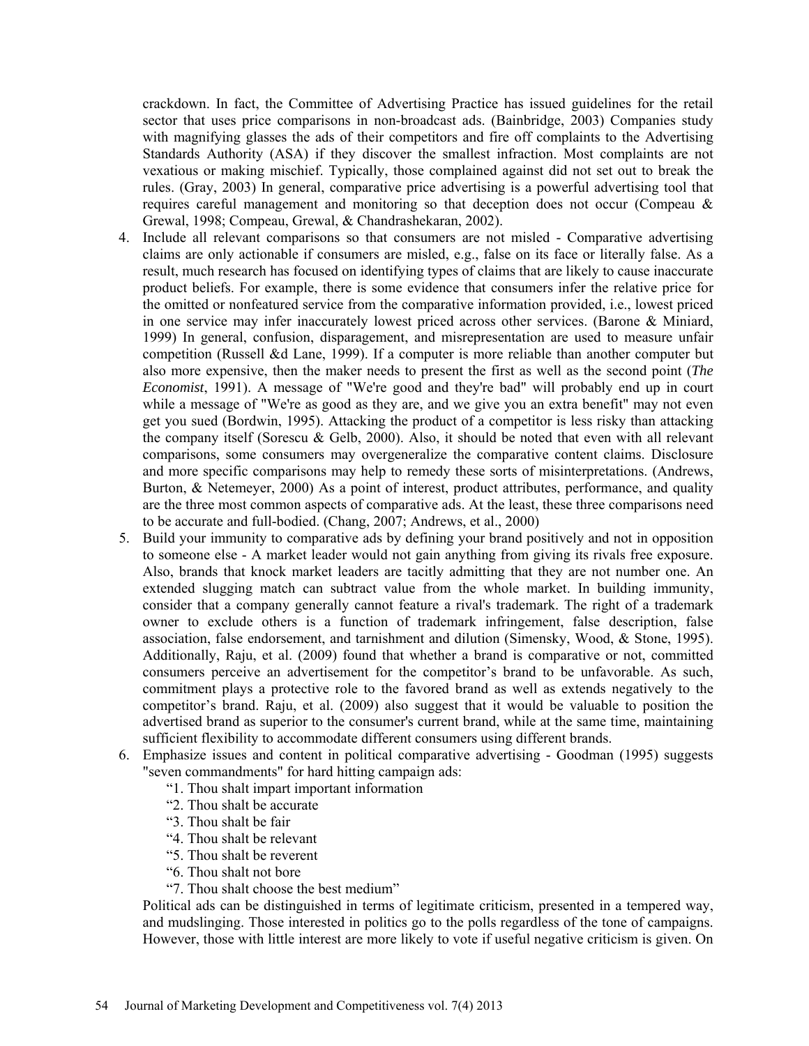crackdown. In fact, the Committee of Advertising Practice has issued guidelines for the retail sector that uses price comparisons in non-broadcast ads. (Bainbridge, 2003) Companies study with magnifying glasses the ads of their competitors and fire off complaints to the Advertising Standards Authority (ASA) if they discover the smallest infraction. Most complaints are not vexatious or making mischief. Typically, those complained against did not set out to break the rules. (Gray, 2003) In general, comparative price advertising is a powerful advertising tool that requires careful management and monitoring so that deception does not occur (Compeau & Grewal, 1998; Compeau, Grewal, & Chandrashekaran, 2002).

4. Include all relevant comparisons so that consumers are not misled - Comparative advertising claims are only actionable if consumers are misled, e.g., false on its face or literally false. As a result, much research has focused on identifying types of claims that are likely to cause inaccurate product beliefs. For example, there is some evidence that consumers infer the relative price for the omitted or nonfeatured service from the comparative information provided, i.e., lowest priced in one service may infer inaccurately lowest priced across other services. (Barone & Miniard, 1999) In general, confusion, disparagement, and misrepresentation are used to measure unfair competition (Russell &d Lane, 1999). If a computer is more reliable than another computer but also more expensive, then the maker needs to present the first as well as the second point (*The Economist*, 1991). A message of "We're good and they're bad" will probably end up in court while a message of "We're as good as they are, and we give you an extra benefit" may not even get you sued (Bordwin, 1995). Attacking the product of a competitor is less risky than attacking the company itself (Sorescu & Gelb, 2000). Also, it should be noted that even with all relevant comparisons, some consumers may overgeneralize the comparative content claims. Disclosure and more specific comparisons may help to remedy these sorts of misinterpretations. (Andrews, Burton, & Netemeyer, 2000) As a point of interest, product attributes, performance, and quality are the three most common aspects of comparative ads. At the least, these three comparisons need to be accurate and full-bodied. (Chang, 2007; Andrews, et al., 2000)

5. Build your immunity to comparative ads by defining your brand positively and not in opposition to someone else - A market leader would not gain anything from giving its rivals free exposure. Also, brands that knock market leaders are tacitly admitting that they are not number one. An extended slugging match can subtract value from the whole market. In building immunity, consider that a company generally cannot feature a rival's trademark. The right of a trademark owner to exclude others is a function of trademark infringement, false description, false association, false endorsement, and tarnishment and dilution (Simensky, Wood, & Stone, 1995). Additionally, Raju, et al. (2009) found that whether a brand is comparative or not, committed consumers perceive an advertisement for the competitor's brand to be unfavorable. As such, commitment plays a protective role to the favored brand as well as extends negatively to the competitor's brand. Raju, et al. (2009) also suggest that it would be valuable to position the advertised brand as superior to the consumer's current brand, while at the same time, maintaining sufficient flexibility to accommodate different consumers using different brands.

6. Emphasize issues and content in political comparative advertising - Goodman (1995) suggests "seven commandments" for hard hitting campaign ads:

   "1. Thou shalt impart important information
   "2. Thou shalt be accurate
   "3. Thou shalt be fair
   "4. Thou shalt be relevant
   "5. Thou shalt be reverent
   "6. Thou shalt not bore
   "7. Thou shalt choose the best medium"

   Political ads can be distinguished in terms of legitimate criticism, presented in a tempered way, and mudslinging. Those interested in politics go to the polls regardless of the tone of campaigns. However, those with little interest are more likely to vote if useful negative criticism is given. On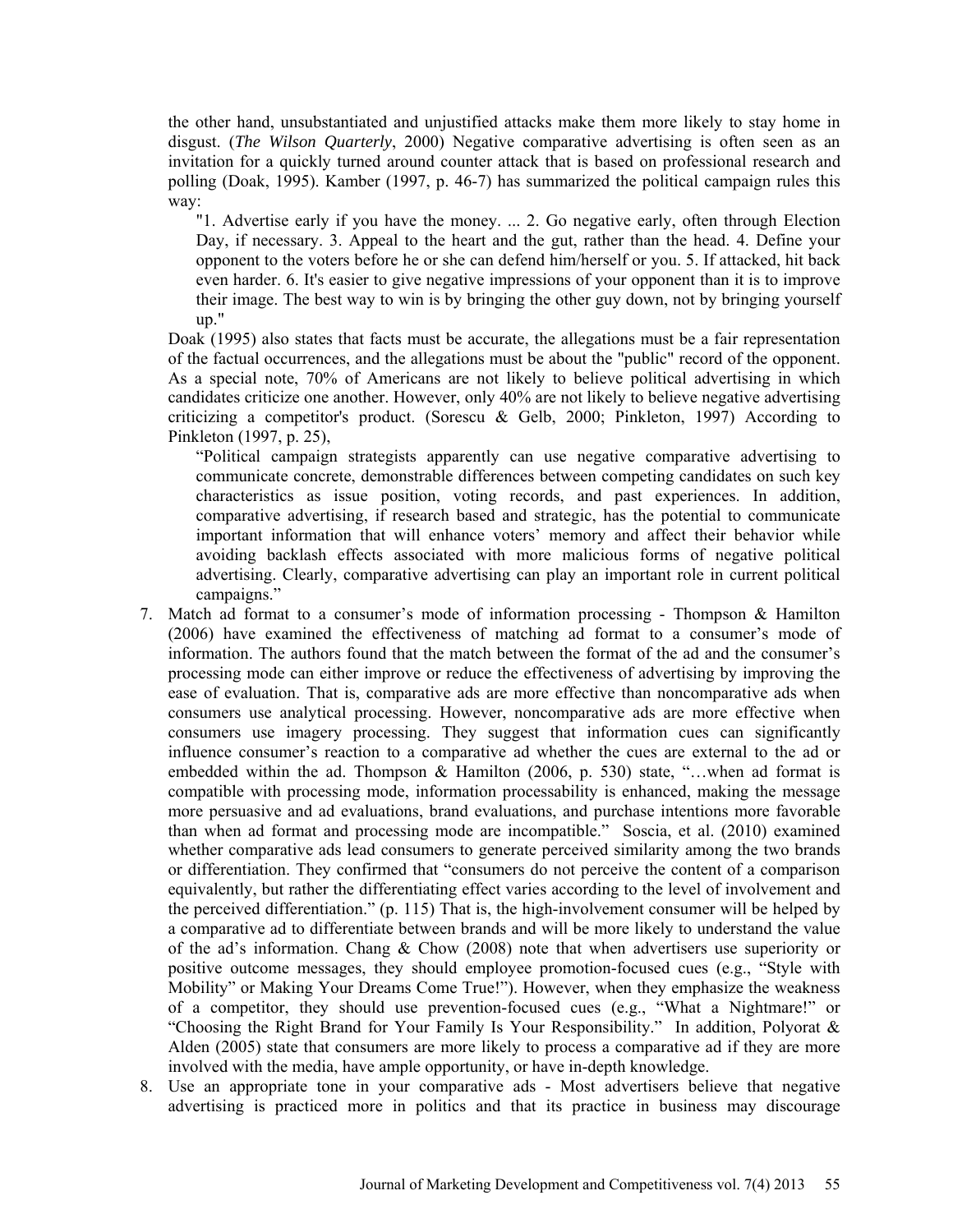the other hand, unsubstantiated and unjustified attacks make them more likely to stay home in disgust. (*The Wilson Quarterly*, 2000) Negative comparative advertising is often seen as an invitation for a quickly turned around counter attack that is based on professional research and polling (Doak, 1995). Kamber (1997, p. 46-7) has summarized the political campaign rules this way:

> "1. Advertise early if you have the money. ... 2. Go negative early, often through Election Day, if necessary. 3. Appeal to the heart and the gut, rather than the head. 4. Define your opponent to the voters before he or she can defend him/herself or you. 5. If attacked, hit back even harder. 6. It's easier to give negative impressions of your opponent than it is to improve their image. The best way to win is by bringing the other guy down, not by bringing yourself up."

Doak (1995) also states that facts must be accurate, the allegations must be a fair representation of the factual occurrences, and the allegations must be about the "public" record of the opponent. As a special note, 70% of Americans are not likely to believe political advertising in which candidates criticize one another. However, only 40% are not likely to believe negative advertising criticizing a competitor's product. (Sorescu & Gelb, 2000; Pinkleton, 1997) According to Pinkleton (1997, p. 25),

> "Political campaign strategists apparently can use negative comparative advertising to communicate concrete, demonstrable differences between competing candidates on such key characteristics as issue position, voting records, and past experiences. In addition, comparative advertising, if research based and strategic, has the potential to communicate important information that will enhance voters' memory and affect their behavior while avoiding backlash effects associated with more malicious forms of negative political advertising. Clearly, comparative advertising can play an important role in current political campaigns."

7. Match ad format to a consumer's mode of information processing - Thompson & Hamilton (2006) have examined the effectiveness of matching ad format to a consumer's mode of information. The authors found that the match between the format of the ad and the consumer's processing mode can either improve or reduce the effectiveness of advertising by improving the ease of evaluation. That is, comparative ads are more effective than noncomparative ads when consumers use analytical processing. However, noncomparative ads are more effective when consumers use imagery processing. They suggest that information cues can significantly influence consumer's reaction to a comparative ad whether the cues are external to the ad or embedded within the ad. Thompson & Hamilton (2006, p. 530) state, "…when ad format is compatible with processing mode, information processability is enhanced, making the message more persuasive and ad evaluations, brand evaluations, and purchase intentions more favorable than when ad format and processing mode are incompatible." Soscia, et al. (2010) examined whether comparative ads lead consumers to generate perceived similarity among the two brands or differentiation. They confirmed that "consumers do not perceive the content of a comparison equivalently, but rather the differentiating effect varies according to the level of involvement and the perceived differentiation." (p. 115) That is, the high-involvement consumer will be helped by a comparative ad to differentiate between brands and will be more likely to understand the value of the ad's information. Chang & Chow (2008) note that when advertisers use superiority or positive outcome messages, they should employee promotion-focused cues (e.g., "Style with Mobility" or Making Your Dreams Come True!"). However, when they emphasize the weakness of a competitor, they should use prevention-focused cues (e.g., "What a Nightmare!" or "Choosing the Right Brand for Your Family Is Your Responsibility." In addition, Polyorat & Alden (2005) state that consumers are more likely to process a comparative ad if they are more involved with the media, have ample opportunity, or have in-depth knowledge.
8. Use an appropriate tone in your comparative ads - Most advertisers believe that negative advertising is practiced more in politics and that its practice in business may discourage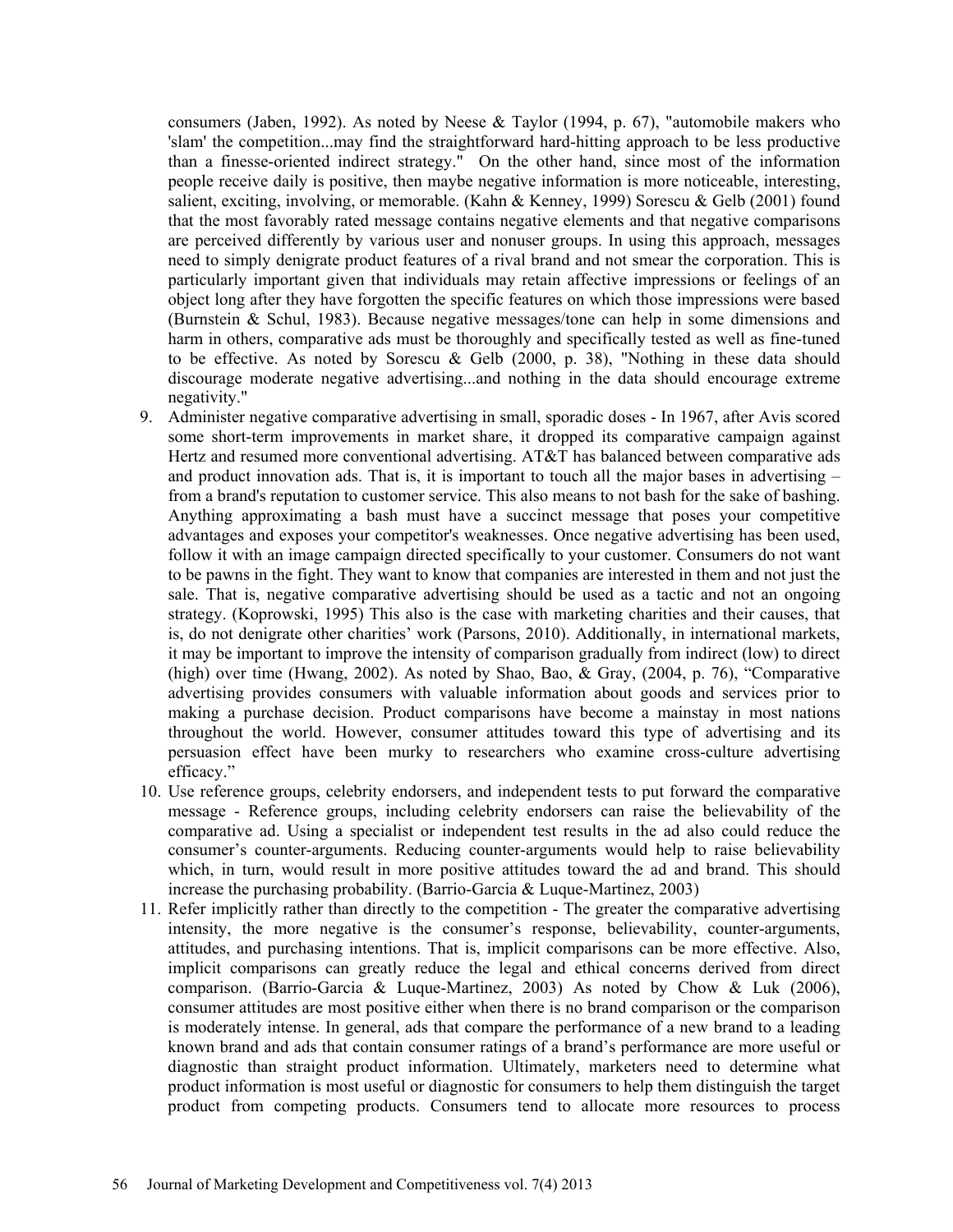consumers (Jaben, 1992). As noted by Neese & Taylor (1994, p. 67), "automobile makers who 'slam' the competition...may find the straightforward hard-hitting approach to be less productive than a finesse-oriented indirect strategy." On the other hand, since most of the information people receive daily is positive, then maybe negative information is more noticeable, interesting, salient, exciting, involving, or memorable. (Kahn & Kenney, 1999) Sorescu & Gelb (2001) found that the most favorably rated message contains negative elements and that negative comparisons are perceived differently by various user and nonuser groups. In using this approach, messages need to simply denigrate product features of a rival brand and not smear the corporation. This is particularly important given that individuals may retain affective impressions or feelings of an object long after they have forgotten the specific features on which those impressions were based (Burnstein & Schul, 1983). Because negative messages/tone can help in some dimensions and harm in others, comparative ads must be thoroughly and specifically tested as well as fine-tuned to be effective. As noted by Sorescu & Gelb (2000, p. 38), "Nothing in these data should discourage moderate negative advertising...and nothing in the data should encourage extreme negativity."

9. Administer negative comparative advertising in small, sporadic doses - In 1967, after Avis scored some short-term improvements in market share, it dropped its comparative campaign against Hertz and resumed more conventional advertising. AT&T has balanced between comparative ads and product innovation ads. That is, it is important to touch all the major bases in advertising – from a brand's reputation to customer service. This also means to not bash for the sake of bashing. Anything approximating a bash must have a succinct message that poses your competitive advantages and exposes your competitor's weaknesses. Once negative advertising has been used, follow it with an image campaign directed specifically to your customer. Consumers do not want to be pawns in the fight. They want to know that companies are interested in them and not just the sale. That is, negative comparative advertising should be used as a tactic and not an ongoing strategy. (Koprowski, 1995) This also is the case with marketing charities and their causes, that is, do not denigrate other charities' work (Parsons, 2010). Additionally, in international markets, it may be important to improve the intensity of comparison gradually from indirect (low) to direct (high) over time (Hwang, 2002). As noted by Shao, Bao, & Gray, (2004, p. 76), "Comparative advertising provides consumers with valuable information about goods and services prior to making a purchase decision. Product comparisons have become a mainstay in most nations throughout the world. However, consumer attitudes toward this type of advertising and its persuasion effect have been murky to researchers who examine cross-culture advertising efficacy."

10. Use reference groups, celebrity endorsers, and independent tests to put forward the comparative message - Reference groups, including celebrity endorsers can raise the believability of the comparative ad. Using a specialist or independent test results in the ad also could reduce the consumer's counter-arguments. Reducing counter-arguments would help to raise believability which, in turn, would result in more positive attitudes toward the ad and brand. This should increase the purchasing probability. (Barrio-Garcia & Luque-Martinez, 2003)

11. Refer implicitly rather than directly to the competition - The greater the comparative advertising intensity, the more negative is the consumer's response, believability, counter-arguments, attitudes, and purchasing intentions. That is, implicit comparisons can be more effective. Also, implicit comparisons can greatly reduce the legal and ethical concerns derived from direct comparison. (Barrio-Garcia & Luque-Martinez, 2003) As noted by Chow & Luk (2006), consumer attitudes are most positive either when there is no brand comparison or the comparison is moderately intense. In general, ads that compare the performance of a new brand to a leading known brand and ads that contain consumer ratings of a brand's performance are more useful or diagnostic than straight product information. Ultimately, marketers need to determine what product information is most useful or diagnostic for consumers to help them distinguish the target product from competing products. Consumers tend to allocate more resources to process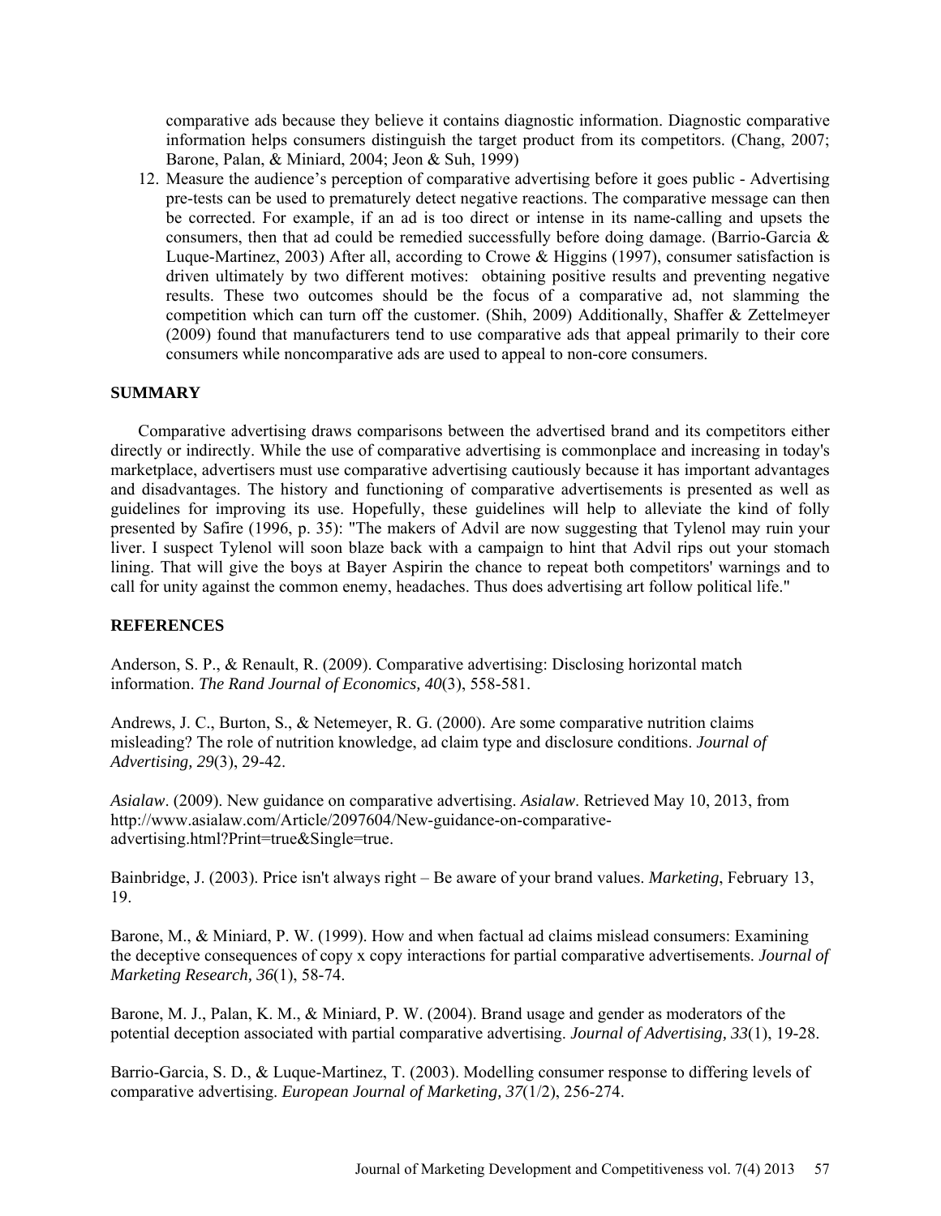comparative ads because they believe it contains diagnostic information. Diagnostic comparative information helps consumers distinguish the target product from its competitors. (Chang, 2007; Barone, Palan, & Miniard, 2004; Jeon & Suh, 1999)

12. Measure the audience's perception of comparative advertising before it goes public - Advertising pre-tests can be used to prematurely detect negative reactions. The comparative message can then be corrected. For example, if an ad is too direct or intense in its name-calling and upsets the consumers, then that ad could be remedied successfully before doing damage. (Barrio-Garcia & Luque-Martinez, 2003) After all, according to Crowe & Higgins (1997), consumer satisfaction is driven ultimately by two different motives: obtaining positive results and preventing negative results. These two outcomes should be the focus of a comparative ad, not slamming the competition which can turn off the customer. (Shih, 2009) Additionally, Shaffer & Zettelmeyer (2009) found that manufacturers tend to use comparative ads that appeal primarily to their core consumers while noncomparative ads are used to appeal to non-core consumers.

## SUMMARY

Comparative advertising draws comparisons between the advertised brand and its competitors either directly or indirectly. While the use of comparative advertising is commonplace and increasing in today's marketplace, advertisers must use comparative advertising cautiously because it has important advantages and disadvantages. The history and functioning of comparative advertisements is presented as well as guidelines for improving its use. Hopefully, these guidelines will help to alleviate the kind of folly presented by Safire (1996, p. 35): "The makers of Advil are now suggesting that Tylenol may ruin your liver. I suspect Tylenol will soon blaze back with a campaign to hint that Advil rips out your stomach lining. That will give the boys at Bayer Aspirin the chance to repeat both competitors' warnings and to call for unity against the common enemy, headaches. Thus does advertising art follow political life."

## REFERENCES

Anderson, S. P., & Renault, R. (2009). Comparative advertising: Disclosing horizontal match information. *The Rand Journal of Economics, 40*(3), 558-581.

Andrews, J. C., Burton, S., & Netemeyer, R. G. (2000). Are some comparative nutrition claims misleading? The role of nutrition knowledge, ad claim type and disclosure conditions. *Journal of Advertising, 29*(3), 29-42.

*Asialaw*. (2009). New guidance on comparative advertising. *Asialaw*. Retrieved May 10, 2013, from http://www.asialaw.com/Article/2097604/New-guidance-on-comparative-advertising.html?Print=true&Single=true.

Bainbridge, J. (2003). Price isn't always right – Be aware of your brand values. *Marketing*, February 13, 19.

Barone, M., & Miniard, P. W. (1999). How and when factual ad claims mislead consumers: Examining the deceptive consequences of copy x copy interactions for partial comparative advertisements. *Journal of Marketing Research, 36*(1), 58-74.

Barone, M. J., Palan, K. M., & Miniard, P. W. (2004). Brand usage and gender as moderators of the potential deception associated with partial comparative advertising. *Journal of Advertising, 33*(1), 19-28.

Barrio-Garcia, S. D., & Luque-Martinez, T. (2003). Modelling consumer response to differing levels of comparative advertising. *European Journal of Marketing, 37*(1/2), 256-274.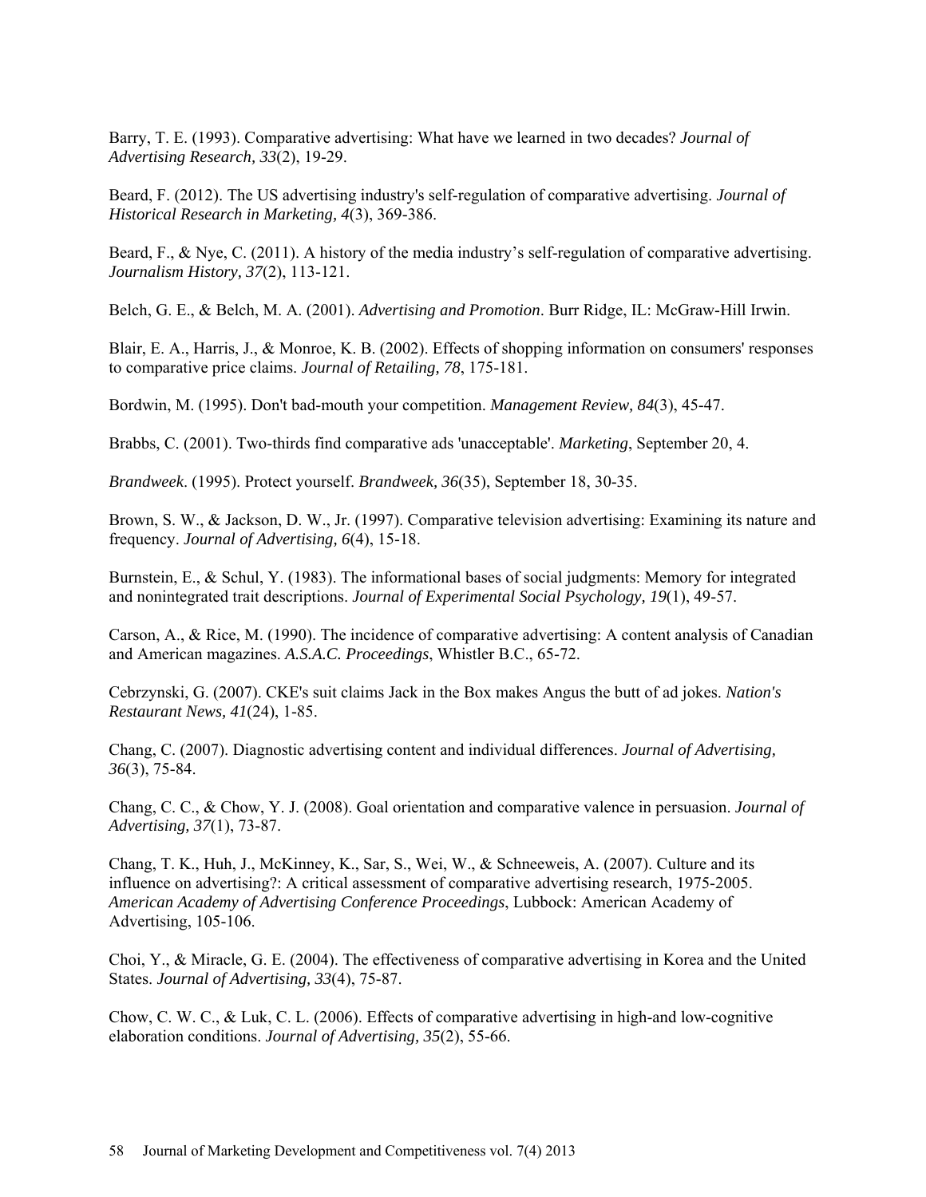Barry, T. E. (1993). Comparative advertising: What have we learned in two decades? *Journal of Advertising Research, 33*(2), 19-29.

Beard, F. (2012). The US advertising industry's self-regulation of comparative advertising. *Journal of Historical Research in Marketing, 4*(3), 369-386.

Beard, F., & Nye, C. (2011). A history of the media industry's self-regulation of comparative advertising. *Journalism History, 37*(2), 113-121.

Belch, G. E., & Belch, M. A. (2001). *Advertising and Promotion*. Burr Ridge, IL: McGraw-Hill Irwin.

Blair, E. A., Harris, J., & Monroe, K. B. (2002). Effects of shopping information on consumers' responses to comparative price claims. *Journal of Retailing, 78*, 175-181.

Bordwin, M. (1995). Don't bad-mouth your competition. *Management Review, 84*(3), 45-47.

Brabbs, C. (2001). Two-thirds find comparative ads 'unacceptable'. *Marketing*, September 20, 4.

*Brandweek*. (1995). Protect yourself. *Brandweek, 36*(35), September 18, 30-35.

Brown, S. W., & Jackson, D. W., Jr. (1997). Comparative television advertising: Examining its nature and frequency. *Journal of Advertising, 6*(4), 15-18.

Burnstein, E., & Schul, Y. (1983). The informational bases of social judgments: Memory for integrated and nonintegrated trait descriptions. *Journal of Experimental Social Psychology, 19*(1), 49-57.

Carson, A., & Rice, M. (1990). The incidence of comparative advertising: A content analysis of Canadian and American magazines. *A.S.A.C. Proceedings*, Whistler B.C., 65-72.

Cebrzynski, G. (2007). CKE's suit claims Jack in the Box makes Angus the butt of ad jokes. *Nation's Restaurant News, 41*(24), 1-85.

Chang, C. (2007). Diagnostic advertising content and individual differences. *Journal of Advertising, 36*(3), 75-84.

Chang, C. C., & Chow, Y. J. (2008). Goal orientation and comparative valence in persuasion. *Journal of Advertising, 37*(1), 73-87.

Chang, T. K., Huh, J., McKinney, K., Sar, S., Wei, W., & Schneeweis, A. (2007). Culture and its influence on advertising?: A critical assessment of comparative advertising research, 1975-2005. *American Academy of Advertising Conference Proceedings*, Lubbock: American Academy of Advertising, 105-106.

Choi, Y., & Miracle, G. E. (2004). The effectiveness of comparative advertising in Korea and the United States. *Journal of Advertising, 33*(4), 75-87.

Chow, C. W. C., & Luk, C. L. (2006). Effects of comparative advertising in high-and low-cognitive elaboration conditions. *Journal of Advertising, 35*(2), 55-66.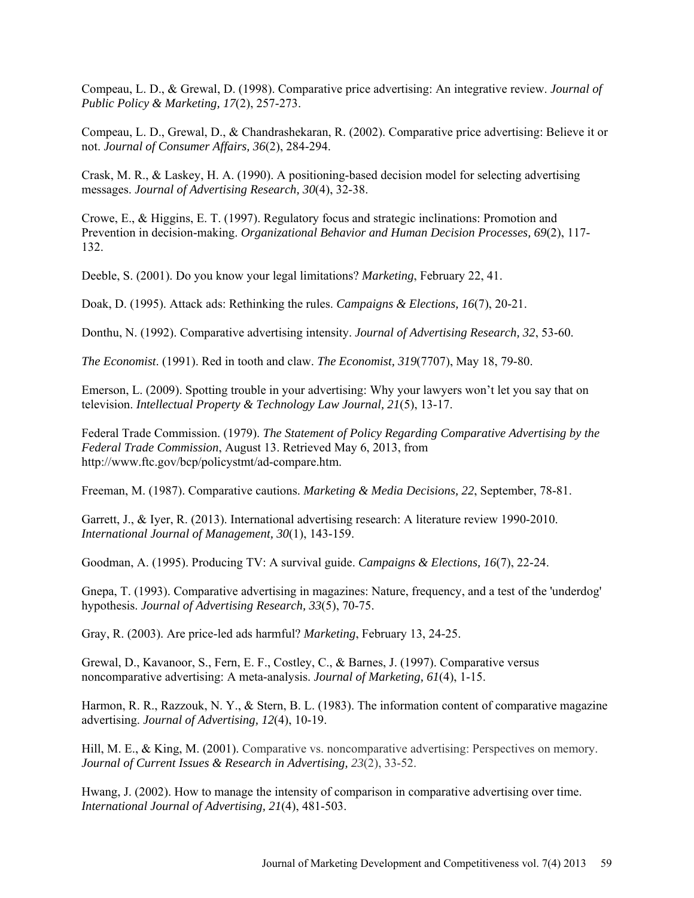Compeau, L. D., & Grewal, D. (1998). Comparative price advertising: An integrative review. *Journal of Public Policy & Marketing, 17*(2), 257-273.

Compeau, L. D., Grewal, D., & Chandrashekaran, R. (2002). Comparative price advertising: Believe it or not. *Journal of Consumer Affairs, 36*(2), 284-294.

Crask, M. R., & Laskey, H. A. (1990). A positioning-based decision model for selecting advertising messages. *Journal of Advertising Research, 30*(4), 32-38.

Crowe, E., & Higgins, E. T. (1997). Regulatory focus and strategic inclinations: Promotion and Prevention in decision-making. *Organizational Behavior and Human Decision Processes, 69*(2), 117-132.

Deeble, S. (2001). Do you know your legal limitations? *Marketing*, February 22, 41.

Doak, D. (1995). Attack ads: Rethinking the rules. *Campaigns & Elections, 16*(7), 20-21.

Donthu, N. (1992). Comparative advertising intensity. *Journal of Advertising Research, 32*, 53-60.

*The Economist*. (1991). Red in tooth and claw. *The Economist, 319*(7707), May 18, 79-80.

Emerson, L. (2009). Spotting trouble in your advertising: Why your lawyers won't let you say that on television. *Intellectual Property & Technology Law Journal, 21*(5), 13-17.

Federal Trade Commission. (1979). *The Statement of Policy Regarding Comparative Advertising by the Federal Trade Commission*, August 13. Retrieved May 6, 2013, from http://www.ftc.gov/bcp/policystmt/ad-compare.htm.

Freeman, M. (1987). Comparative cautions. *Marketing & Media Decisions, 22*, September, 78-81.

Garrett, J., & Iyer, R. (2013). International advertising research: A literature review 1990-2010. *International Journal of Management, 30*(1), 143-159.

Goodman, A. (1995). Producing TV: A survival guide. *Campaigns & Elections, 16*(7), 22-24.

Gnepa, T. (1993). Comparative advertising in magazines: Nature, frequency, and a test of the 'underdog' hypothesis. *Journal of Advertising Research, 33*(5), 70-75.

Gray, R. (2003). Are price-led ads harmful? *Marketing*, February 13, 24-25.

Grewal, D., Kavanoor, S., Fern, E. F., Costley, C., & Barnes, J. (1997). Comparative versus noncomparative advertising: A meta-analysis. *Journal of Marketing, 61*(4), 1-15.

Harmon, R. R., Razzouk, N. Y., & Stern, B. L. (1983). The information content of comparative magazine advertising. *Journal of Advertising, 12*(4), 10-19.

Hill, M. E., & King, M. (2001). Comparative vs. noncomparative advertising: Perspectives on memory. *Journal of Current Issues & Research in Advertising, 23*(2), 33-52.

Hwang, J. (2002). How to manage the intensity of comparison in comparative advertising over time. *International Journal of Advertising, 21*(4), 481-503.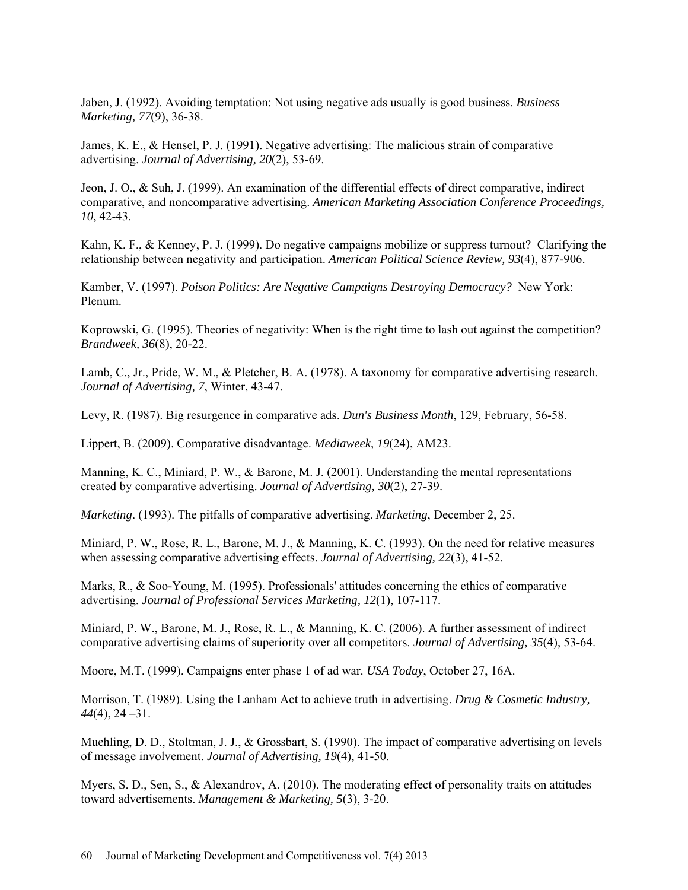Jaben, J. (1992). Avoiding temptation: Not using negative ads usually is good business. *Business Marketing, 77*(9), 36-38.

James, K. E., & Hensel, P. J. (1991). Negative advertising: The malicious strain of comparative advertising. *Journal of Advertising, 20*(2), 53-69.

Jeon, J. O., & Suh, J. (1999). An examination of the differential effects of direct comparative, indirect comparative, and noncomparative advertising. *American Marketing Association Conference Proceedings, 10*, 42-43.

Kahn, K. F., & Kenney, P. J. (1999). Do negative campaigns mobilize or suppress turnout? Clarifying the relationship between negativity and participation. *American Political Science Review, 93*(4), 877-906.

Kamber, V. (1997). *Poison Politics: Are Negative Campaigns Destroying Democracy?* New York: Plenum.

Koprowski, G. (1995). Theories of negativity: When is the right time to lash out against the competition? *Brandweek, 36*(8), 20-22.

Lamb, C., Jr., Pride, W. M., & Pletcher, B. A. (1978). A taxonomy for comparative advertising research. *Journal of Advertising, 7*, Winter, 43-47.

Levy, R. (1987). Big resurgence in comparative ads. *Dun's Business Month*, 129, February, 56-58.

Lippert, B. (2009). Comparative disadvantage. *Mediaweek, 19*(24), AM23.

Manning, K. C., Miniard, P. W., & Barone, M. J. (2001). Understanding the mental representations created by comparative advertising. *Journal of Advertising, 30*(2), 27-39.

*Marketing*. (1993). The pitfalls of comparative advertising. *Marketing*, December 2, 25.

Miniard, P. W., Rose, R. L., Barone, M. J., & Manning, K. C. (1993). On the need for relative measures when assessing comparative advertising effects. *Journal of Advertising, 22*(3), 41-52.

Marks, R., & Soo-Young, M. (1995). Professionals' attitudes concerning the ethics of comparative advertising. *Journal of Professional Services Marketing, 12*(1), 107-117.

Miniard, P. W., Barone, M. J., Rose, R. L., & Manning, K. C. (2006). A further assessment of indirect comparative advertising claims of superiority over all competitors. *Journal of Advertising, 35*(4), 53-64.

Moore, M.T. (1999). Campaigns enter phase 1 of ad war. *USA Today*, October 27, 16A.

Morrison, T. (1989). Using the Lanham Act to achieve truth in advertising. *Drug & Cosmetic Industry, 44*(4), 24 –31.

Muehling, D. D., Stoltman, J. J., & Grossbart, S. (1990). The impact of comparative advertising on levels of message involvement. *Journal of Advertising, 19*(4), 41-50.

Myers, S. D., Sen, S., & Alexandrov, A. (2010). The moderating effect of personality traits on attitudes toward advertisements. *Management & Marketing, 5*(3), 3-20.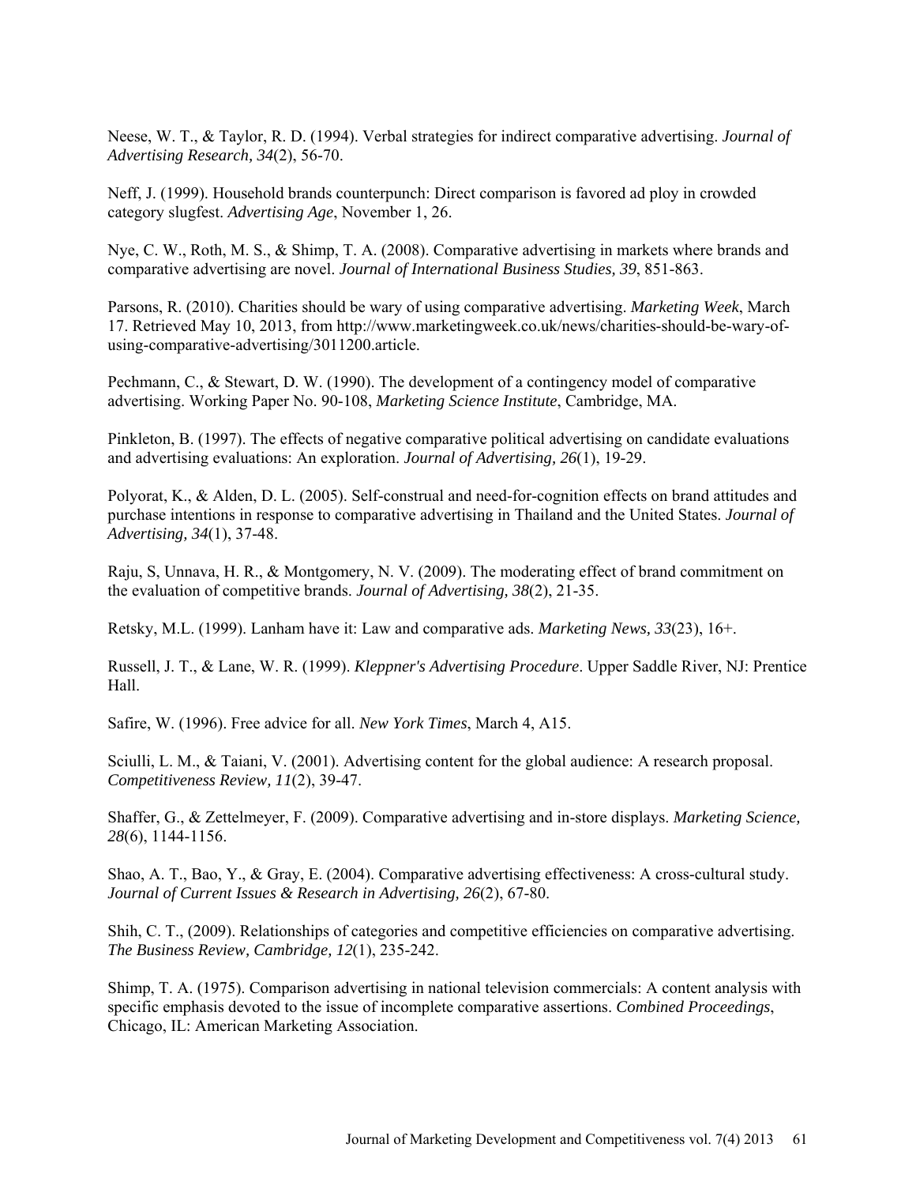Neese, W. T., & Taylor, R. D. (1994). Verbal strategies for indirect comparative advertising. *Journal of Advertising Research, 34*(2), 56-70.

Neff, J. (1999). Household brands counterpunch: Direct comparison is favored ad ploy in crowded category slugfest. *Advertising Age*, November 1, 26.

Nye, C. W., Roth, M. S., & Shimp, T. A. (2008). Comparative advertising in markets where brands and comparative advertising are novel. *Journal of International Business Studies, 39*, 851-863.

Parsons, R. (2010). Charities should be wary of using comparative advertising. *Marketing Week*, March 17. Retrieved May 10, 2013, from http://www.marketingweek.co.uk/news/charities-should-be-wary-of-using-comparative-advertising/3011200.article.

Pechmann, C., & Stewart, D. W. (1990). The development of a contingency model of comparative advertising. Working Paper No. 90-108, *Marketing Science Institute*, Cambridge, MA.

Pinkleton, B. (1997). The effects of negative comparative political advertising on candidate evaluations and advertising evaluations: An exploration. *Journal of Advertising, 26*(1), 19-29.

Polyorat, K., & Alden, D. L. (2005). Self-construal and need-for-cognition effects on brand attitudes and purchase intentions in response to comparative advertising in Thailand and the United States. *Journal of Advertising, 34*(1), 37-48.

Raju, S, Unnava, H. R., & Montgomery, N. V. (2009). The moderating effect of brand commitment on the evaluation of competitive brands. *Journal of Advertising, 38*(2), 21-35.

Retsky, M.L. (1999). Lanham have it: Law and comparative ads. *Marketing News, 33*(23), 16+.

Russell, J. T., & Lane, W. R. (1999). *Kleppner's Advertising Procedure*. Upper Saddle River, NJ: Prentice Hall.

Safire, W. (1996). Free advice for all. *New York Times*, March 4, A15.

Sciulli, L. M., & Taiani, V. (2001). Advertising content for the global audience: A research proposal. *Competitiveness Review, 11*(2), 39-47.

Shaffer, G., & Zettelmeyer, F. (2009). Comparative advertising and in-store displays. *Marketing Science, 28*(6), 1144-1156.

Shao, A. T., Bao, Y., & Gray, E. (2004). Comparative advertising effectiveness: A cross-cultural study. *Journal of Current Issues & Research in Advertising, 26*(2), 67-80.

Shih, C. T., (2009). Relationships of categories and competitive efficiencies on comparative advertising. *The Business Review, Cambridge, 12*(1), 235-242.

Shimp, T. A. (1975). Comparison advertising in national television commercials: A content analysis with specific emphasis devoted to the issue of incomplete comparative assertions. *Combined Proceedings*, Chicago, IL: American Marketing Association.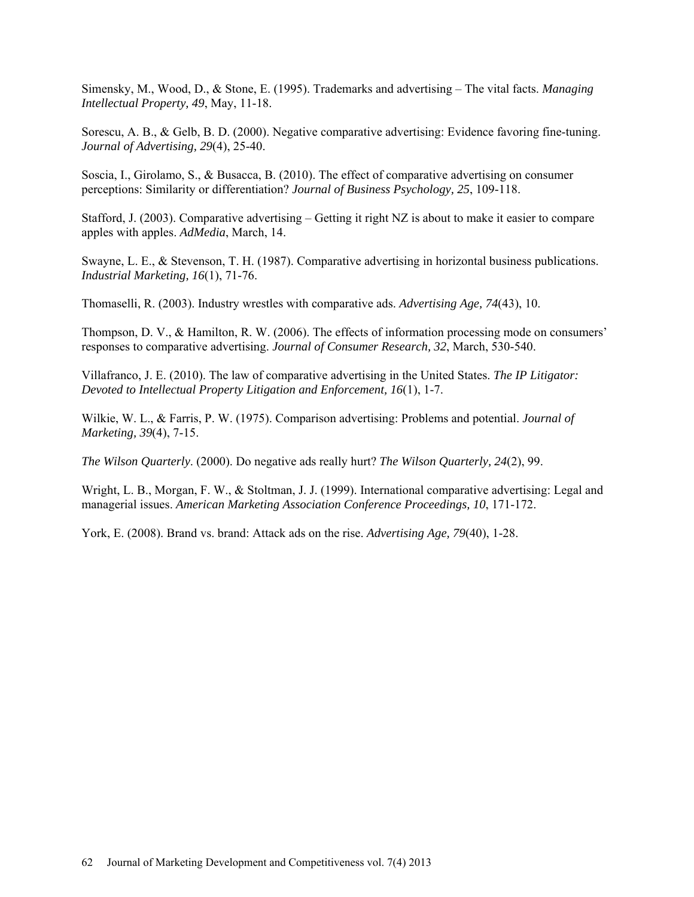Simensky, M., Wood, D., & Stone, E. (1995). Trademarks and advertising – The vital facts. *Managing Intellectual Property, 49*, May, 11-18.

Sorescu, A. B., & Gelb, B. D. (2000). Negative comparative advertising: Evidence favoring fine-tuning. *Journal of Advertising, 29*(4), 25-40.

Soscia, I., Girolamo, S., & Busacca, B. (2010). The effect of comparative advertising on consumer perceptions: Similarity or differentiation? *Journal of Business Psychology, 25*, 109-118.

Stafford, J. (2003). Comparative advertising – Getting it right NZ is about to make it easier to compare apples with apples. *AdMedia*, March, 14.

Swayne, L. E., & Stevenson, T. H. (1987). Comparative advertising in horizontal business publications. *Industrial Marketing, 16*(1), 71-76.

Thomaselli, R. (2003). Industry wrestles with comparative ads. *Advertising Age, 74*(43), 10.

Thompson, D. V., & Hamilton, R. W. (2006). The effects of information processing mode on consumers' responses to comparative advertising. *Journal of Consumer Research, 32*, March, 530-540.

Villafranco, J. E. (2010). The law of comparative advertising in the United States. *The IP Litigator: Devoted to Intellectual Property Litigation and Enforcement, 16*(1), 1-7.

Wilkie, W. L., & Farris, P. W. (1975). Comparison advertising: Problems and potential. *Journal of Marketing, 39*(4), 7-15.

*The Wilson Quarterly*. (2000). Do negative ads really hurt? *The Wilson Quarterly, 24*(2), 99.

Wright, L. B., Morgan, F. W., & Stoltman, J. J. (1999). International comparative advertising: Legal and managerial issues. *American Marketing Association Conference Proceedings, 10*, 171-172.

York, E. (2008). Brand vs. brand: Attack ads on the rise. *Advertising Age, 79*(40), 1-28.